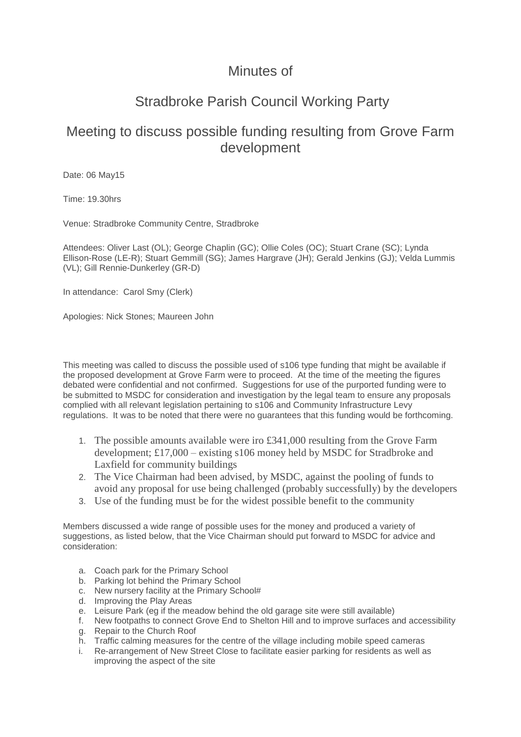# Minutes of

## Stradbroke Parish Council Working Party

## Meeting to discuss possible funding resulting from Grove Farm development

Date: 06 May15

Time: 19.30hrs

Venue: Stradbroke Community Centre, Stradbroke

Attendees: Oliver Last (OL); George Chaplin (GC); Ollie Coles (OC); Stuart Crane (SC); Lynda Ellison-Rose (LE-R); Stuart Gemmill (SG); James Hargrave (JH); Gerald Jenkins (GJ); Velda Lummis (VL); Gill Rennie-Dunkerley (GR-D)

In attendance: Carol Smy (Clerk)

Apologies: Nick Stones; Maureen John

This meeting was called to discuss the possible used of s106 type funding that might be available if the proposed development at Grove Farm were to proceed. At the time of the meeting the figures debated were confidential and not confirmed. Suggestions for use of the purported funding were to be submitted to MSDC for consideration and investigation by the legal team to ensure any proposals complied with all relevant legislation pertaining to s106 and Community Infrastructure Levy regulations. It was to be noted that there were no guarantees that this funding would be forthcoming.

1. The possible amounts available were iro £341,000 resulting from the Grove Farm development; £17,000 – existing s106 money held by MSDC for Stradbroke and Laxfield for community buildings
2. The Vice Chairman had been advised, by MSDC, against the pooling of funds to avoid any proposal for use being challenged (probably successfully) by the developers
3. Use of the funding must be for the widest possible benefit to the community

Members discussed a wide range of possible uses for the money and produced a variety of suggestions, as listed below, that the Vice Chairman should put forward to MSDC for advice and consideration:

a. Coach park for the Primary School
b. Parking lot behind the Primary School
c. New nursery facility at the Primary School#
d. Improving the Play Areas
e. Leisure Park (eg if the meadow behind the old garage site were still available)
f. New footpaths to connect Grove End to Shelton Hill and to improve surfaces and accessibility
g. Repair to the Church Roof
h. Traffic calming measures for the centre of the village including mobile speed cameras
i. Re-arrangement of New Street Close to facilitate easier parking for residents as well as improving the aspect of the site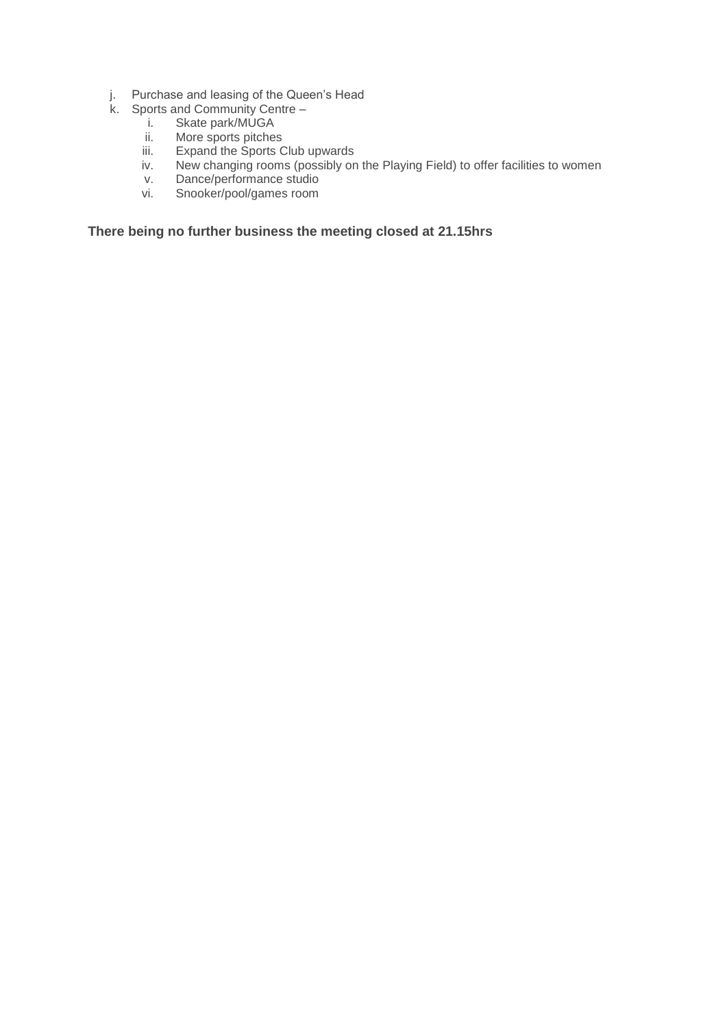j. Purchase and leasing of the Queen's Head
k. Sports and Community Centre –
    i. Skate park/MUGA
    ii. More sports pitches
    iii. Expand the Sports Club upwards
    iv. New changing rooms (possibly on the Playing Field) to offer facilities to women
    v. Dance/performance studio
    vi. Snooker/pool/games room

**There being no further business the meeting closed at 21.15hrs**